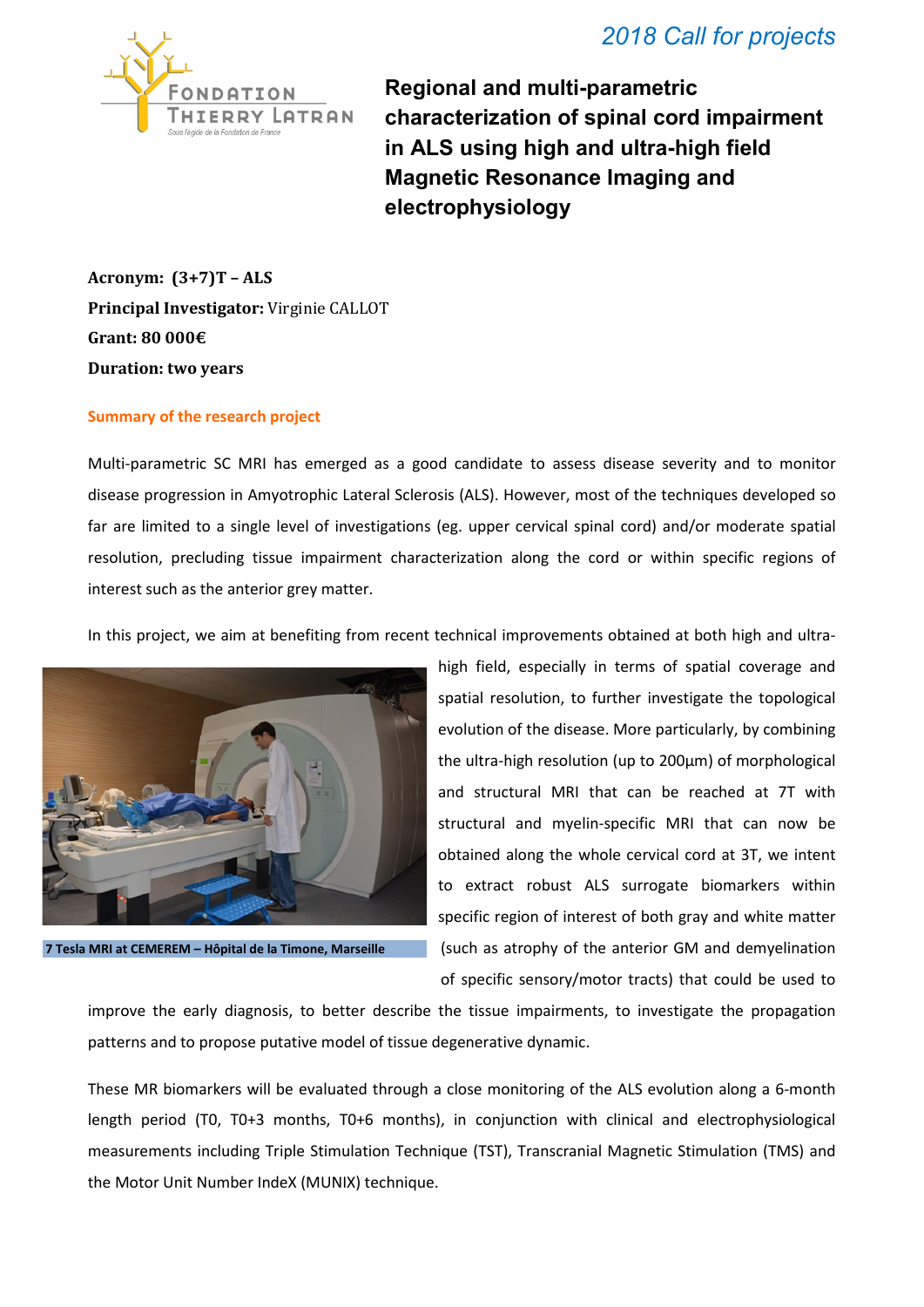*2018 Call for projects*

FONDATION THIERRY LATRAN
Sous l'égide de la Fondation de France

# Regional and multi-parametric characterization of spinal cord impairment in ALS using high and ultra-high field Magnetic Resonance Imaging and electrophysiology

**Acronym: (3+7)T – ALS**

**Principal Investigator:** Virginie CALLOT

**Grant: 80 000€**

**Duration: two years**

## Summary of the research project

Multi-parametric SC MRI has emerged as a good candidate to assess disease severity and to monitor disease progression in Amyotrophic Lateral Sclerosis (ALS). However, most of the techniques developed so far are limited to a single level of investigations (eg. upper cervical spinal cord) and/or moderate spatial resolution, precluding tissue impairment characterization along the cord or within specific regions of interest such as the anterior grey matter.

In this project, we aim at benefiting from recent technical improvements obtained at both high and ultra-high field, especially in terms of spatial coverage and spatial resolution, to further investigate the topological evolution of the disease. More particularly, by combining the ultra-high resolution (up to 200µm) of morphological and structural MRI that can be reached at 7T with structural and myelin-specific MRI that can now be obtained along the whole cervical cord at 3T, we intent to extract robust ALS surrogate biomarkers within specific region of interest of both gray and white matter (such as atrophy of the anterior GM and demyelination of specific sensory/motor tracts) that could be used to improve the early diagnosis, to better describe the tissue impairments, to investigate the propagation patterns and to propose putative model of tissue degenerative dynamic.

**7 Tesla MRI at CEMEREM – Hôpital de la Timone, Marseille**

These MR biomarkers will be evaluated through a close monitoring of the ALS evolution along a 6-month length period (T0, T0+3 months, T0+6 months), in conjunction with clinical and electrophysiological measurements including Triple Stimulation Technique (TST), Transcranial Magnetic Stimulation (TMS) and the Motor Unit Number IndeX (MUNIX) technique.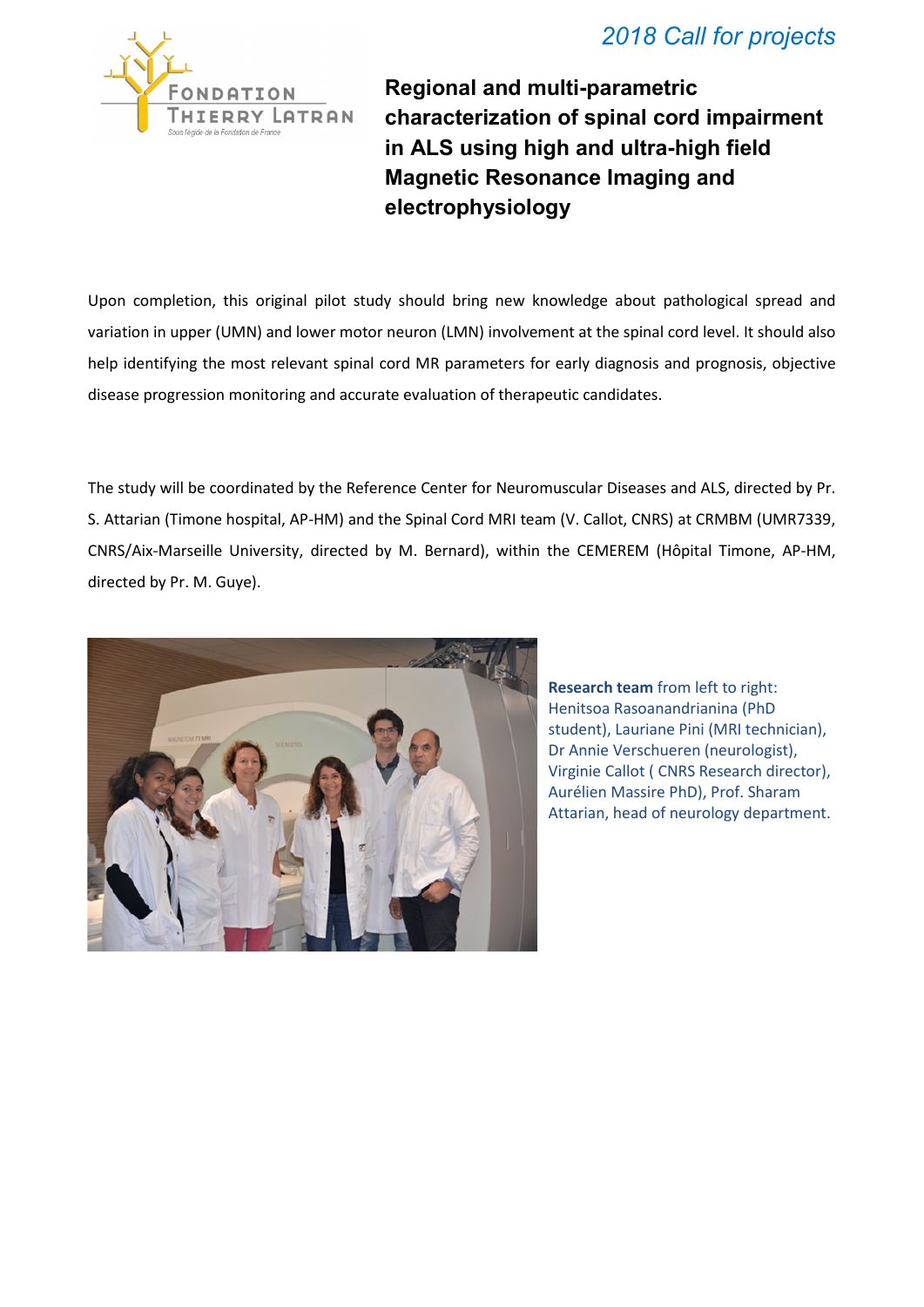*2018 Call for projects*

# Regional and multi-parametric characterization of spinal cord impairment in ALS using high and ultra-high field Magnetic Resonance Imaging and electrophysiology

Upon completion, this original pilot study should bring new knowledge about pathological spread and variation in upper (UMN) and lower motor neuron (LMN) involvement at the spinal cord level. It should also help identifying the most relevant spinal cord MR parameters for early diagnosis and prognosis, objective disease progression monitoring and accurate evaluation of therapeutic candidates.

The study will be coordinated by the Reference Center for Neuromuscular Diseases and ALS, directed by Pr. S. Attarian (Timone hospital, AP-HM) and the Spinal Cord MRI team (V. Callot, CNRS) at CRMBM (UMR7339, CNRS/Aix-Marseille University, directed by M. Bernard), within the CEMEREM (Hôpital Timone, AP-HM, directed by Pr. M. Guye).

**Research team** from left to right: Henitsoa Rasoanandrianina (PhD student), Lauriane Pini (MRI technician), Dr Annie Verschueren (neurologist), Virginie Callot ( CNRS Research director), Aurélien Massire PhD), Prof. Sharam Attarian, head of neurology department.